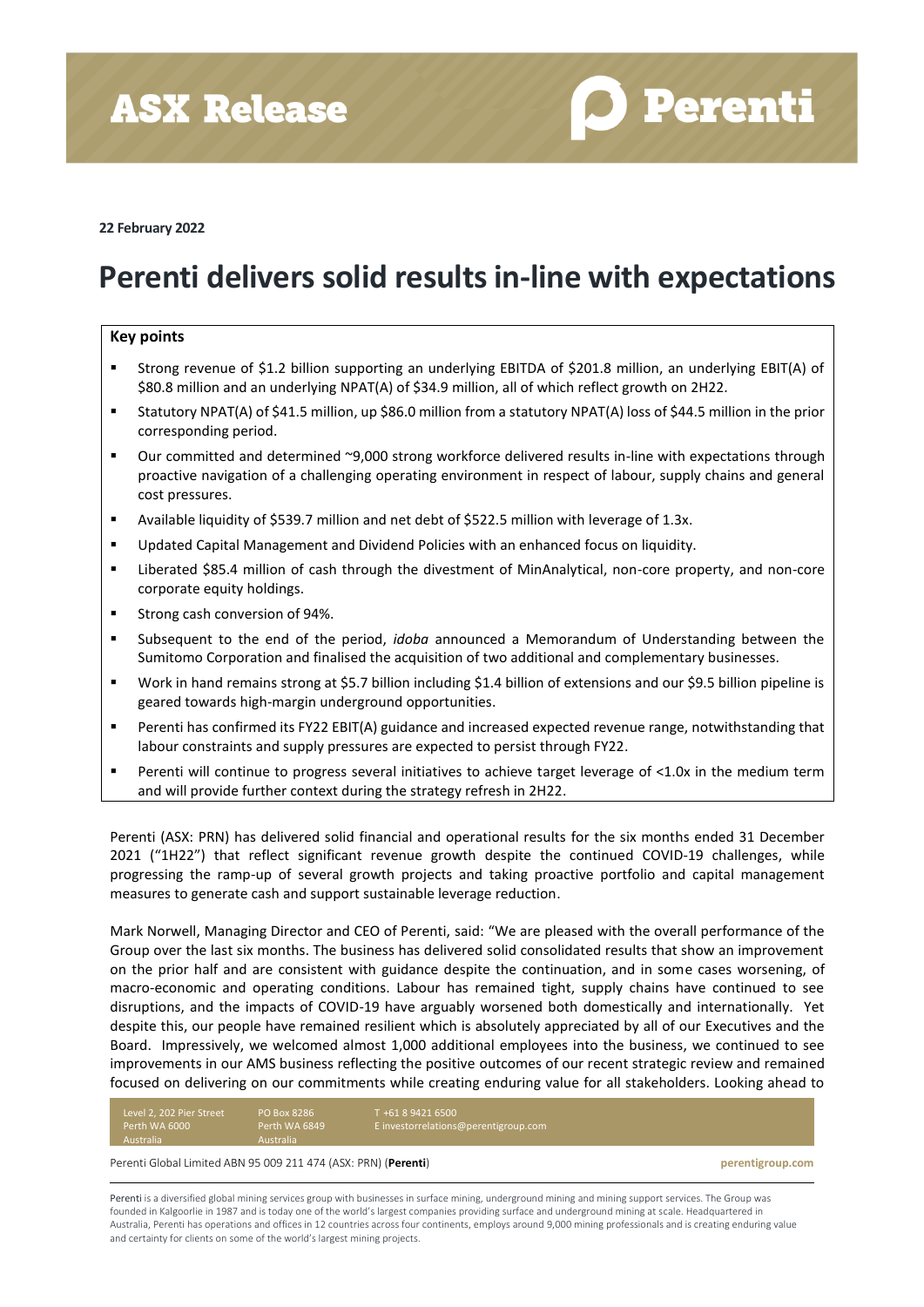# ASX Release

**22 February 2022**

# Perenti delivers solid results in-line with expectations

### Key points

- Strong revenue of $1.2 billion supporting an underlying EBITDA of $201.8 million, an underlying EBIT(A) of $80.8 million and an underlying NPAT(A) of $34.9 million, all of which reflect growth on 2H22.
- Statutory NPAT(A) of $41.5 million, up $86.0 million from a statutory NPAT(A) loss of $44.5 million in the prior corresponding period.
- Our committed and determined ~9,000 strong workforce delivered results in-line with expectations through proactive navigation of a challenging operating environment in respect of labour, supply chains and general cost pressures.
- Available liquidity of $539.7 million and net debt of $522.5 million with leverage of 1.3x.
- Updated Capital Management and Dividend Policies with an enhanced focus on liquidity.
- Liberated $85.4 million of cash through the divestment of MinAnalytical, non-core property, and non-core corporate equity holdings.
- Strong cash conversion of 94%.
- Subsequent to the end of the period, *idoba* announced a Memorandum of Understanding between the Sumitomo Corporation and finalised the acquisition of two additional and complementary businesses.
- Work in hand remains strong at $5.7 billion including $1.4 billion of extensions and our $9.5 billion pipeline is geared towards high-margin underground opportunities.
- Perenti has confirmed its FY22 EBIT(A) guidance and increased expected revenue range, notwithstanding that labour constraints and supply pressures are expected to persist through FY22.
- Perenti will continue to progress several initiatives to achieve target leverage of <1.0x in the medium term and will provide further context during the strategy refresh in 2H22.

Perenti (ASX: PRN) has delivered solid financial and operational results for the six months ended 31 December 2021 ("1H22") that reflect significant revenue growth despite the continued COVID-19 challenges, while progressing the ramp-up of several growth projects and taking proactive portfolio and capital management measures to generate cash and support sustainable leverage reduction.

Mark Norwell, Managing Director and CEO of Perenti, said: "We are pleased with the overall performance of the Group over the last six months. The business has delivered solid consolidated results that show an improvement on the prior half and are consistent with guidance despite the continuation, and in some cases worsening, of macro-economic and operating conditions. Labour has remained tight, supply chains have continued to see disruptions, and the impacts of COVID-19 have arguably worsened both domestically and internationally. Yet despite this, our people have remained resilient which is absolutely appreciated by all of our Executives and the Board. Impressively, we welcomed almost 1,000 additional employees into the business, we continued to see improvements in our AMS business reflecting the positive outcomes of our recent strategic review and remained focused on delivering on our commitments while creating enduring value for all stakeholders. Looking ahead to

Level 2, 202 Pier Street, Perth WA 6000, Australia | PO Box 8286, Perth WA 6849, Australia | T +61 8 9421 6500 | E investorrelations@perentigroup.com

Perenti Global Limited ABN 95 009 211 474 (ASX: PRN) (**Perenti**) — perentigroup.com

Perenti is a diversified global mining services group with businesses in surface mining, underground mining and mining support services. The Group was founded in Kalgoorlie in 1987 and is today one of the world's largest companies providing surface and underground mining at scale. Headquartered in Australia, Perenti has operations and offices in 12 countries across four continents, employs around 9,000 mining professionals and is creating enduring value and certainty for clients on some of the world's largest mining projects.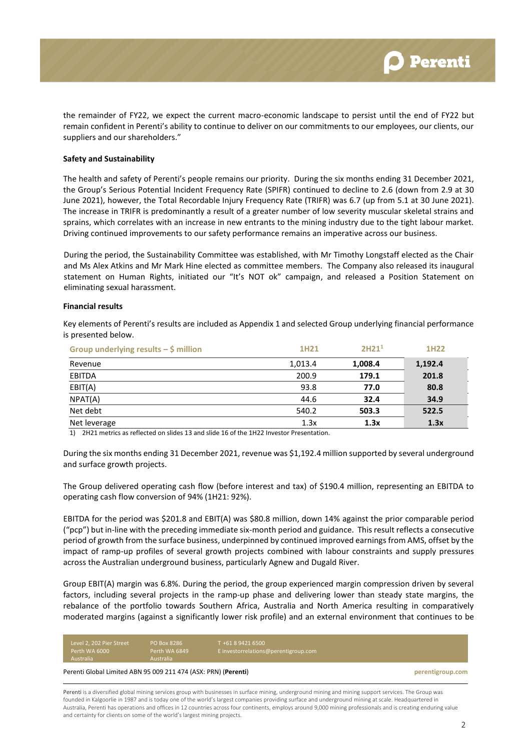the remainder of FY22, we expect the current macro-economic landscape to persist until the end of FY22 but remain confident in Perenti's ability to continue to deliver on our commitments to our employees, our clients, our suppliers and our shareholders."

**Safety and Sustainability**

The health and safety of Perenti's people remains our priority. During the six months ending 31 December 2021, the Group's Serious Potential Incident Frequency Rate (SPIFR) continued to decline to 2.6 (down from 2.9 at 30 June 2021), however, the Total Recordable Injury Frequency Rate (TRIFR) was 6.7 (up from 5.1 at 30 June 2021). The increase in TRIFR is predominantly a result of a greater number of low severity muscular skeletal strains and sprains, which correlates with an increase in new entrants to the mining industry due to the tight labour market. Driving continued improvements to our safety performance remains an imperative across our business.

During the period, the Sustainability Committee was established, with Mr Timothy Longstaff elected as the Chair and Ms Alex Atkins and Mr Mark Hine elected as committee members. The Company also released its inaugural statement on Human Rights, initiated our "It's NOT ok" campaign, and released a Position Statement on eliminating sexual harassment.

**Financial results**

Key elements of Perenti's results are included as Appendix 1 and selected Group underlying financial performance is presented below.

| Group underlying results – $ million | 1H21 | 2H21[1] | 1H22 |
|---|---|---|---|
| Revenue | 1,013.4 | **1,008.4** | **1,192.4** |
| EBITDA | 200.9 | **179.1** | **201.8** |
| EBIT(A) | 93.8 | **77.0** | **80.8** |
| NPAT(A) | 44.6 | **32.4** | **34.9** |
| Net debt | 540.2 | **503.3** | **522.5** |
| Net leverage | 1.3x | **1.3x** | **1.3x** |

1) 2H21 metrics as reflected on slides 13 and slide 16 of the 1H22 Investor Presentation.

During the six months ending 31 December 2021, revenue was $1,192.4 million supported by several underground and surface growth projects.

The Group delivered operating cash flow (before interest and tax) of $190.4 million, representing an EBITDA to operating cash flow conversion of 94% (1H21: 92%).

EBITDA for the period was $201.8 and EBIT(A) was $80.8 million, down 14% against the prior comparable period ("pcp") but in-line with the preceding immediate six-month period and guidance. This result reflects a consecutive period of growth from the surface business, underpinned by continued improved earnings from AMS, offset by the impact of ramp-up profiles of several growth projects combined with labour constraints and supply pressures across the Australian underground business, particularly Agnew and Dugald River.

Group EBIT(A) margin was 6.8%. During the period, the group experienced margin compression driven by several factors, including several projects in the ramp-up phase and delivering lower than steady state margins, the rebalance of the portfolio towards Southern Africa, Australia and North America resulting in comparatively moderated margins (against a significantly lower risk profile) and an external environment that continues to be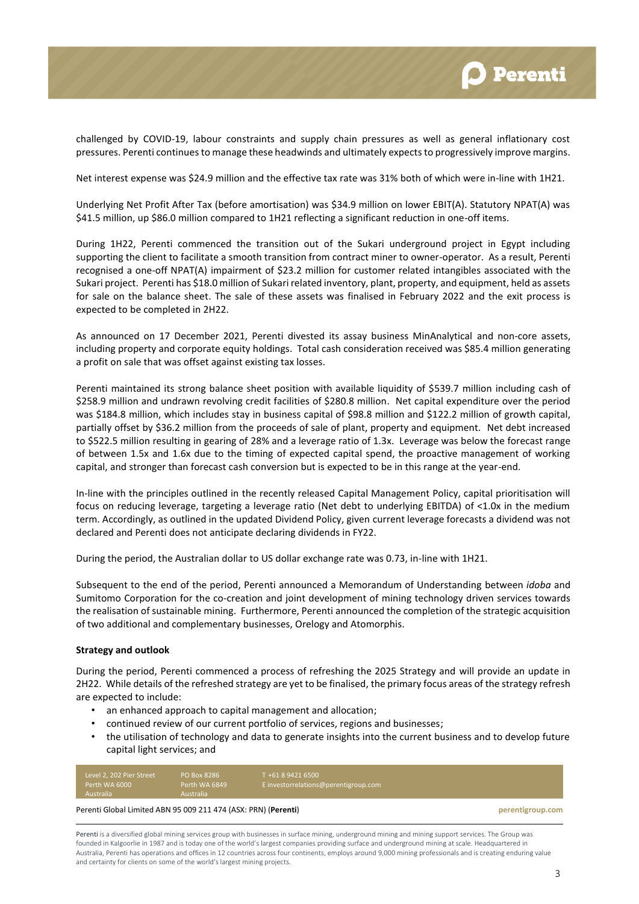challenged by COVID-19, labour constraints and supply chain pressures as well as general inflationary cost pressures. Perenti continues to manage these headwinds and ultimately expects to progressively improve margins.

Net interest expense was $24.9 million and the effective tax rate was 31% both of which were in-line with 1H21.

Underlying Net Profit After Tax (before amortisation) was $34.9 million on lower EBIT(A). Statutory NPAT(A) was $41.5 million, up $86.0 million compared to 1H21 reflecting a significant reduction in one-off items.

During 1H22, Perenti commenced the transition out of the Sukari underground project in Egypt including supporting the client to facilitate a smooth transition from contract miner to owner-operator. As a result, Perenti recognised a one-off NPAT(A) impairment of $23.2 million for customer related intangibles associated with the Sukari project. Perenti has $18.0 million of Sukari related inventory, plant, property, and equipment, held as assets for sale on the balance sheet. The sale of these assets was finalised in February 2022 and the exit process is expected to be completed in 2H22.

As announced on 17 December 2021, Perenti divested its assay business MinAnalytical and non-core assets, including property and corporate equity holdings. Total cash consideration received was $85.4 million generating a profit on sale that was offset against existing tax losses.

Perenti maintained its strong balance sheet position with available liquidity of $539.7 million including cash of $258.9 million and undrawn revolving credit facilities of $280.8 million. Net capital expenditure over the period was $184.8 million, which includes stay in business capital of $98.8 million and $122.2 million of growth capital, partially offset by $36.2 million from the proceeds of sale of plant, property and equipment. Net debt increased to $522.5 million resulting in gearing of 28% and a leverage ratio of 1.3x. Leverage was below the forecast range of between 1.5x and 1.6x due to the timing of expected capital spend, the proactive management of working capital, and stronger than forecast cash conversion but is expected to be in this range at the year-end.

In-line with the principles outlined in the recently released Capital Management Policy, capital prioritisation will focus on reducing leverage, targeting a leverage ratio (Net debt to underlying EBITDA) of <1.0x in the medium term. Accordingly, as outlined in the updated Dividend Policy, given current leverage forecasts a dividend was not declared and Perenti does not anticipate declaring dividends in FY22.

During the period, the Australian dollar to US dollar exchange rate was 0.73, in-line with 1H21.

Subsequent to the end of the period, Perenti announced a Memorandum of Understanding between *idoba* and Sumitomo Corporation for the co-creation and joint development of mining technology driven services towards the realisation of sustainable mining. Furthermore, Perenti announced the completion of the strategic acquisition of two additional and complementary businesses, Orelogy and Atomorphis.

**Strategy and outlook**

During the period, Perenti commenced a process of refreshing the 2025 Strategy and will provide an update in 2H22. While details of the refreshed strategy are yet to be finalised, the primary focus areas of the strategy refresh are expected to include:

- an enhanced approach to capital management and allocation;
- continued review of our current portfolio of services, regions and businesses;
- the utilisation of technology and data to generate insights into the current business and to develop future capital light services; and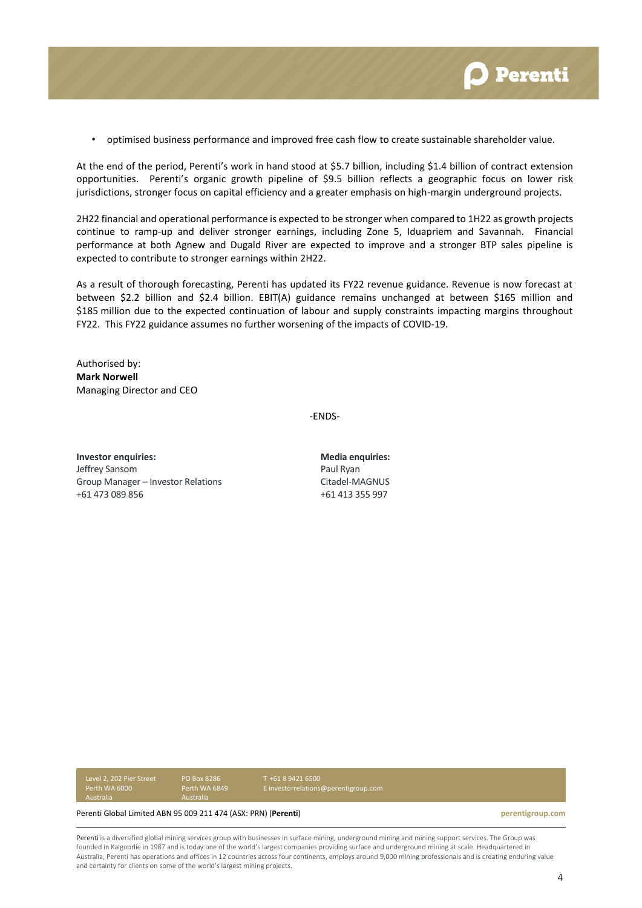- optimised business performance and improved free cash flow to create sustainable shareholder value.

At the end of the period, Perenti's work in hand stood at $5.7 billion, including $1.4 billion of contract extension opportunities. Perenti's organic growth pipeline of $9.5 billion reflects a geographic focus on lower risk jurisdictions, stronger focus on capital efficiency and a greater emphasis on high-margin underground projects.

2H22 financial and operational performance is expected to be stronger when compared to 1H22 as growth projects continue to ramp-up and deliver stronger earnings, including Zone 5, Iduapriem and Savannah. Financial performance at both Agnew and Dugald River are expected to improve and a stronger BTP sales pipeline is expected to contribute to stronger earnings within 2H22.

As a result of thorough forecasting, Perenti has updated its FY22 revenue guidance. Revenue is now forecast at between $2.2 billion and $2.4 billion. EBIT(A) guidance remains unchanged at between $165 million and $185 million due to the expected continuation of labour and supply constraints impacting margins throughout FY22. This FY22 guidance assumes no further worsening of the impacts of COVID-19.

Authorised by:
**Mark Norwell**
Managing Director and CEO

-ENDS-

**Investor enquiries:**
Jeffrey Sansom
Group Manager – Investor Relations
+61 473 089 856

**Media enquiries:**
Paul Ryan
Citadel-MAGNUS
+61 413 355 997

Level 2, 202 Pier Street
Perth WA 6000
Australia

PO Box 8286
Perth WA 6849
Australia

T +61 8 9421 6500
E investorrelations@perentigroup.com

Perenti Global Limited ABN 95 009 211 474 (ASX: PRN) (**Perenti**)

perentigroup.com

Perenti is a diversified global mining services group with businesses in surface mining, underground mining and mining support services. The Group was founded in Kalgoorlie in 1987 and is today one of the world's largest companies providing surface and underground mining at scale. Headquartered in Australia, Perenti has operations and offices in 12 countries across four continents, employs around 9,000 mining professionals and is creating enduring value and certainty for clients on some of the world's largest mining projects.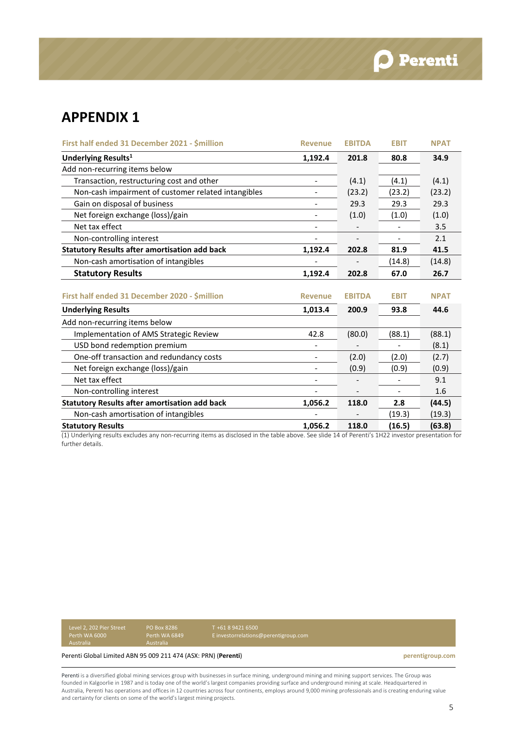# APPENDIX 1

| First half ended 31 December 2021 - $million | Revenue | EBITDA | EBIT | NPAT |
|---|---|---|---|---|
| **Underlying Results[1]** | **1,192.4** | **201.8** | **80.8** | **34.9** |
| Add non-recurring items below | | | | |
| Transaction, restructuring cost and other | - | (4.1) | (4.1) | (4.1) |
| Non-cash impairment of customer related intangibles | - | (23.2) | (23.2) | (23.2) |
| Gain on disposal of business | - | 29.3 | 29.3 | 29.3 |
| Net foreign exchange (loss)/gain | - | (1.0) | (1.0) | (1.0) |
| Net tax effect | - | - | - | 3.5 |
| Non-controlling interest | - | - | - | 2.1 |
| **Statutory Results after amortisation add back** | **1,192.4** | **202.8** | **81.9** | **41.5** |
| Non-cash amortisation of intangibles | - | - | (14.8) | (14.8) |
| **Statutory Results** | **1,192.4** | **202.8** | **67.0** | **26.7** |

| First half ended 31 December 2020 - $million | Revenue | EBITDA | EBIT | NPAT |
|---|---|---|---|---|
| **Underlying Results** | **1,013.4** | **200.9** | **93.8** | **44.6** |
| Add non-recurring items below | | | | |
| Implementation of AMS Strategic Review | 42.8 | (80.0) | (88.1) | (88.1) |
| USD bond redemption premium | - | - | - | (8.1) |
| One-off transaction and redundancy costs | - | (2.0) | (2.0) | (2.7) |
| Net foreign exchange (loss)/gain | - | (0.9) | (0.9) | (0.9) |
| Net tax effect | - | - | - | 9.1 |
| Non-controlling interest | - | - | - | 1.6 |
| **Statutory Results after amortisation add back** | **1,056.2** | **118.0** | **2.8** | **(44.5)** |
| Non-cash amortisation of intangibles | - | - | (19.3) | (19.3) |
| **Statutory Results** | **1,056.2** | **118.0** | **(16.5)** | **(63.8)** |

(1) Underlying results excludes any non-recurring items as disclosed in the table above. See slide 14 of Perenti's 1H22 investor presentation for further details.

Level 2, 202 Pier Street
Perth WA 6000
Australia

PO Box 8286
Perth WA 6849
Australia

T +61 8 9421 6500
E investorrelations@perentigroup.com

Perenti Global Limited ABN 95 009 211 474 (ASX: PRN) (**Perenti**)

perentigroup.com

Perenti is a diversified global mining services group with businesses in surface mining, underground mining and mining support services. The Group was founded in Kalgoorlie in 1987 and is today one of the world's largest companies providing surface and underground mining at scale. Headquartered in Australia, Perenti has operations and offices in 12 countries across four continents, employs around 9,000 mining professionals and is creating enduring value and certainty for clients on some of the world's largest mining projects.